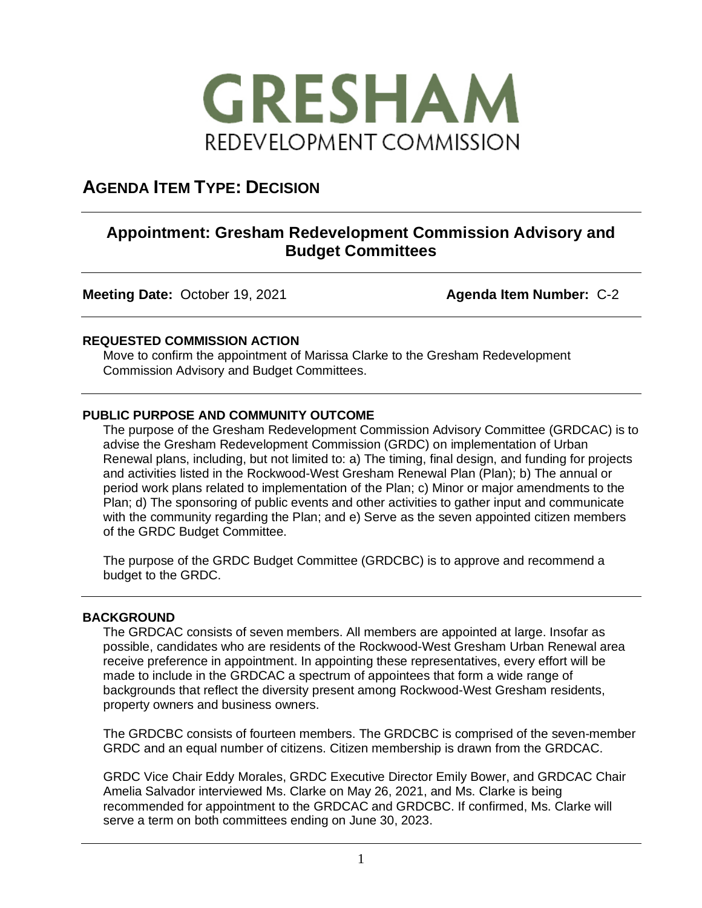# GRESHAM

REDEVELOPMENT COMMISSION

## AGENDA ITEM TYPE: DECISION

## Appointment: Gresham Redevelopment Commission Advisory and Budget Committees

**Meeting Date:** October 19, 2021 **Agenda Item Number:** C-2

### REQUESTED COMMISSION ACTION

Move to confirm the appointment of Marissa Clarke to the Gresham Redevelopment Commission Advisory and Budget Committees.

### PUBLIC PURPOSE AND COMMUNITY OUTCOME

The purpose of the Gresham Redevelopment Commission Advisory Committee (GRDCAC) is to advise the Gresham Redevelopment Commission (GRDC) on implementation of Urban Renewal plans, including, but not limited to: a) The timing, final design, and funding for projects and activities listed in the Rockwood-West Gresham Renewal Plan (Plan); b) The annual or period work plans related to implementation of the Plan; c) Minor or major amendments to the Plan; d) The sponsoring of public events and other activities to gather input and communicate with the community regarding the Plan; and e) Serve as the seven appointed citizen members of the GRDC Budget Committee.

The purpose of the GRDC Budget Committee (GRDCBC) is to approve and recommend a budget to the GRDC.

### BACKGROUND

The GRDCAC consists of seven members. All members are appointed at large. Insofar as possible, candidates who are residents of the Rockwood-West Gresham Urban Renewal area receive preference in appointment. In appointing these representatives, every effort will be made to include in the GRDCAC a spectrum of appointees that form a wide range of backgrounds that reflect the diversity present among Rockwood-West Gresham residents, property owners and business owners.

The GRDCBC consists of fourteen members. The GRDCBC is comprised of the seven-member GRDC and an equal number of citizens. Citizen membership is drawn from the GRDCAC.

GRDC Vice Chair Eddy Morales, GRDC Executive Director Emily Bower, and GRDCAC Chair Amelia Salvador interviewed Ms. Clarke on May 26, 2021, and Ms. Clarke is being recommended for appointment to the GRDCAC and GRDCBC. If confirmed, Ms. Clarke will serve a term on both committees ending on June 30, 2023.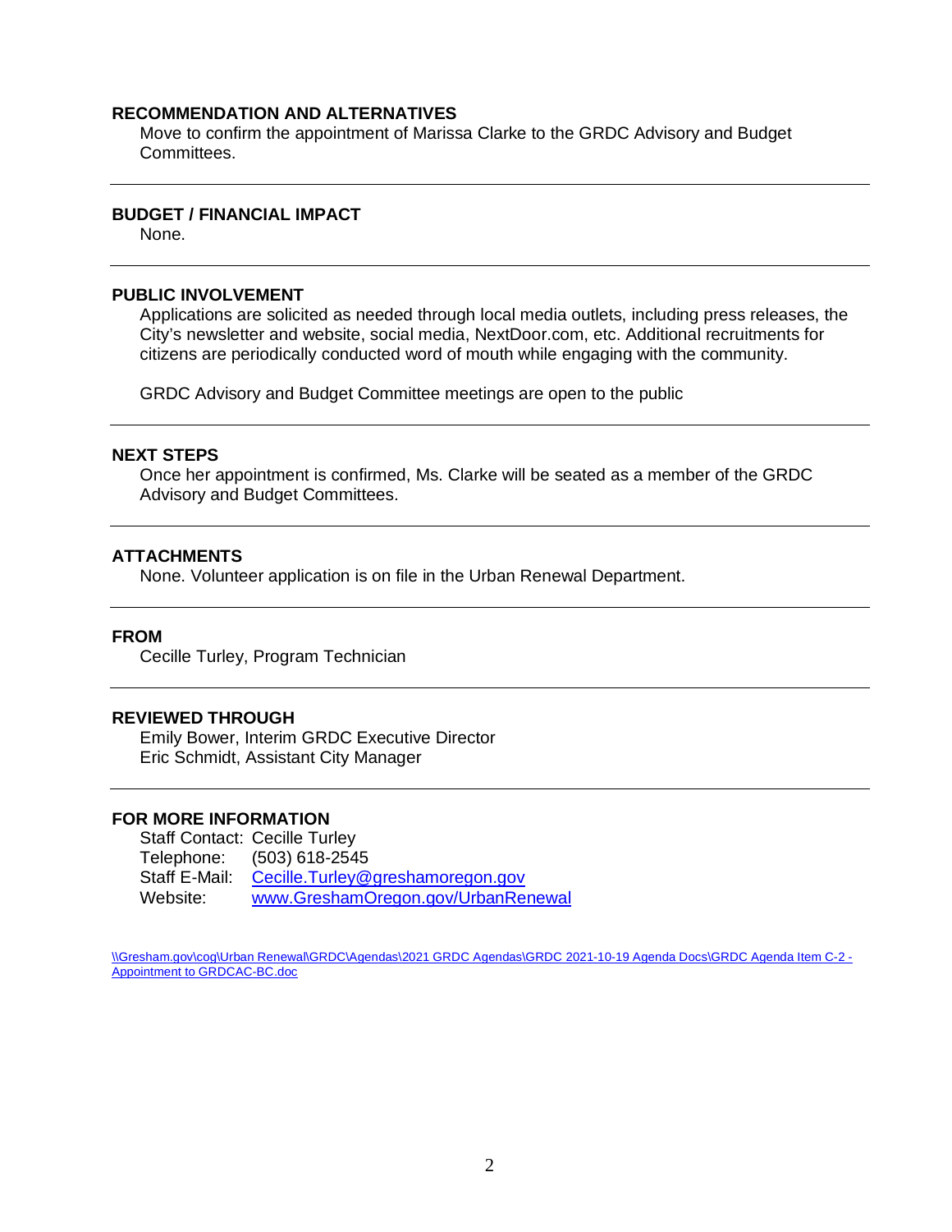## RECOMMENDATION AND ALTERNATIVES

Move to confirm the appointment of Marissa Clarke to the GRDC Advisory and Budget Committees.

---

## BUDGET / FINANCIAL IMPACT

None.

---

## PUBLIC INVOLVEMENT

Applications are solicited as needed through local media outlets, including press releases, the City's newsletter and website, social media, NextDoor.com, etc. Additional recruitments for citizens are periodically conducted word of mouth while engaging with the community.

GRDC Advisory and Budget Committee meetings are open to the public

---

## NEXT STEPS

Once her appointment is confirmed, Ms. Clarke will be seated as a member of the GRDC Advisory and Budget Committees.

---

## ATTACHMENTS

None. Volunteer application is on file in the Urban Renewal Department.

---

## FROM

Cecille Turley, Program Technician

---

## REVIEWED THROUGH

Emily Bower, Interim GRDC Executive Director
Eric Schmidt, Assistant City Manager

---

## FOR MORE INFORMATION

Staff Contact: Cecille Turley
Telephone: (503) 618-2545
Staff E-Mail: Cecille.Turley@greshamoregon.gov
Website: www.GreshamOregon.gov/UrbanRenewal

\\Gresham.gov\cog\Urban Renewal\GRDC\Agendas\2021 GRDC Agendas\GRDC 2021-10-19 Agenda Docs\GRDC Agenda Item C-2 - Appointment to GRDCAC-BC.doc